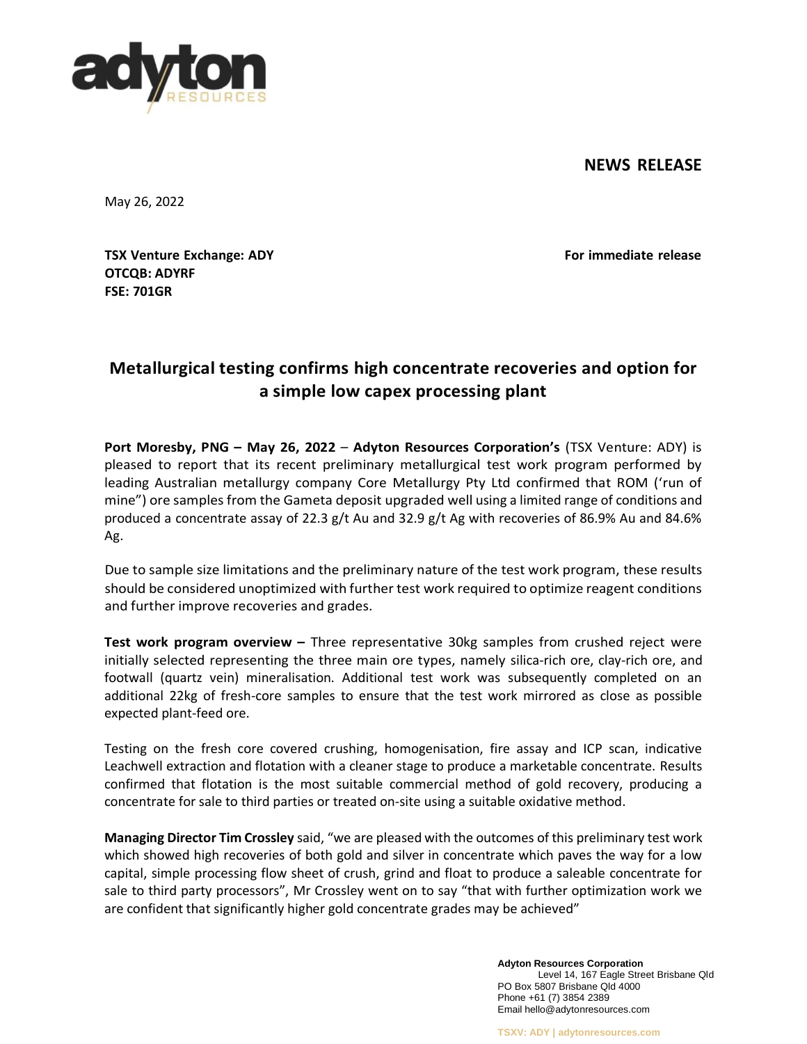**NEWS RELEASE**

May 26, 2022

**TSX Venture Exchange: ADY**
**OTCQB: ADYRF**
**FSE: 701GR**

**For immediate release**

# Metallurgical testing confirms high concentrate recoveries and option for a simple low capex processing plant

**Port Moresby, PNG – May 26, 2022** – **Adyton Resources Corporation's** (TSX Venture: ADY) is pleased to report that its recent preliminary metallurgical test work program performed by leading Australian metallurgy company Core Metallurgy Pty Ltd confirmed that ROM ('run of mine") ore samples from the Gameta deposit upgraded well using a limited range of conditions and produced a concentrate assay of 22.3 g/t Au and 32.9 g/t Ag with recoveries of 86.9% Au and 84.6% Ag.

Due to sample size limitations and the preliminary nature of the test work program, these results should be considered unoptimized with further test work required to optimize reagent conditions and further improve recoveries and grades.

**Test work program overview –** Three representative 30kg samples from crushed reject were initially selected representing the three main ore types, namely silica-rich ore, clay-rich ore, and footwall (quartz vein) mineralisation. Additional test work was subsequently completed on an additional 22kg of fresh-core samples to ensure that the test work mirrored as close as possible expected plant-feed ore.

Testing on the fresh core covered crushing, homogenisation, fire assay and ICP scan, indicative Leachwell extraction and flotation with a cleaner stage to produce a marketable concentrate. Results confirmed that flotation is the most suitable commercial method of gold recovery, producing a concentrate for sale to third parties or treated on-site using a suitable oxidative method.

**Managing Director Tim Crossley** said, "we are pleased with the outcomes of this preliminary test work which showed high recoveries of both gold and silver in concentrate which paves the way for a low capital, simple processing flow sheet of crush, grind and float to produce a saleable concentrate for sale to third party processors", Mr Crossley went on to say "that with further optimization work we are confident that significantly higher gold concentrate grades may be achieved"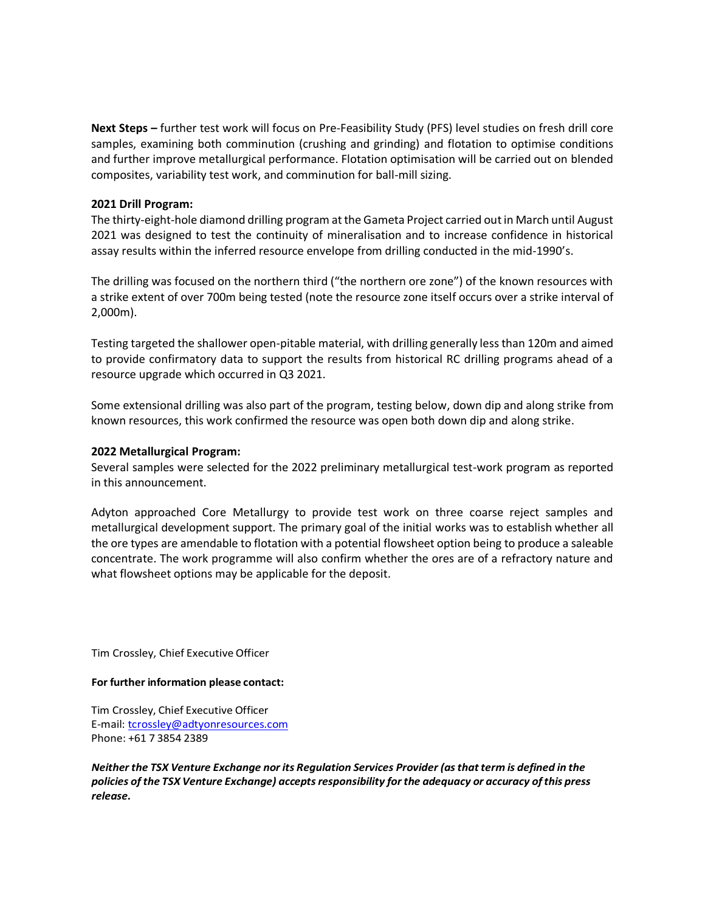**Next Steps –** further test work will focus on Pre-Feasibility Study (PFS) level studies on fresh drill core samples, examining both comminution (crushing and grinding) and flotation to optimise conditions and further improve metallurgical performance. Flotation optimisation will be carried out on blended composites, variability test work, and comminution for ball-mill sizing.

**2021 Drill Program:**

The thirty-eight-hole diamond drilling program at the Gameta Project carried out in March until August 2021 was designed to test the continuity of mineralisation and to increase confidence in historical assay results within the inferred resource envelope from drilling conducted in the mid-1990's.

The drilling was focused on the northern third ("the northern ore zone") of the known resources with a strike extent of over 700m being tested (note the resource zone itself occurs over a strike interval of 2,000m).

Testing targeted the shallower open-pitable material, with drilling generally less than 120m and aimed to provide confirmatory data to support the results from historical RC drilling programs ahead of a resource upgrade which occurred in Q3 2021.

Some extensional drilling was also part of the program, testing below, down dip and along strike from known resources, this work confirmed the resource was open both down dip and along strike.

**2022 Metallurgical Program:**

Several samples were selected for the 2022 preliminary metallurgical test-work program as reported in this announcement.

Adyton approached Core Metallurgy to provide test work on three coarse reject samples and metallurgical development support. The primary goal of the initial works was to establish whether all the ore types are amendable to flotation with a potential flowsheet option being to produce a saleable concentrate. The work programme will also confirm whether the ores are of a refractory nature and what flowsheet options may be applicable for the deposit.

Tim Crossley, Chief Executive Officer

**For further information please contact:**

Tim Crossley, Chief Executive Officer
E-mail: tcrossley@adtyonresources.com
Phone: +61 7 3854 2389

***Neither the TSX Venture Exchange nor its Regulation Services Provider (as that term is defined in the policies of the TSX Venture Exchange) accepts responsibility for the adequacy or accuracy of this press release.***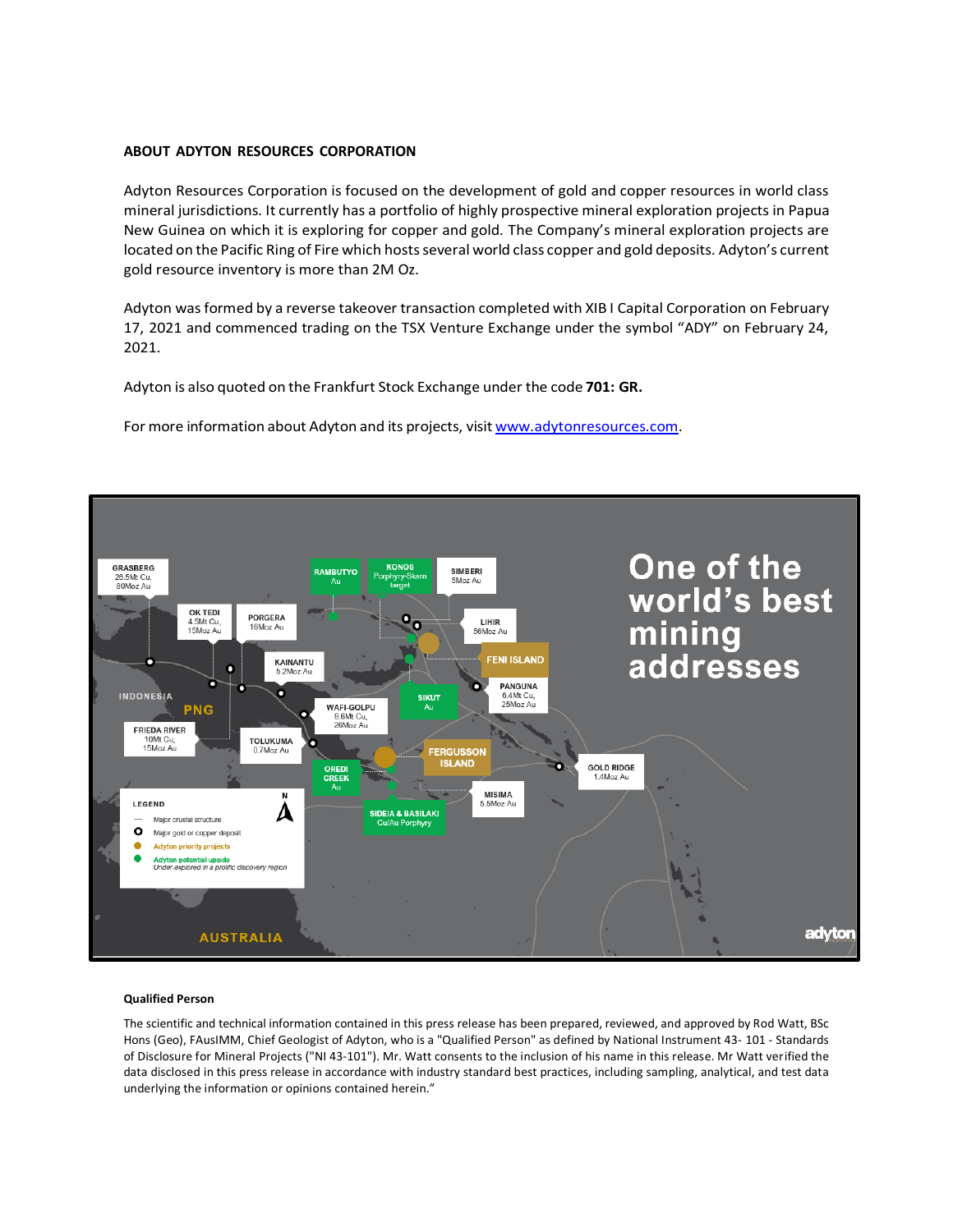**ABOUT ADYTON RESOURCES CORPORATION**

Adyton Resources Corporation is focused on the development of gold and copper resources in world class mineral jurisdictions. It currently has a portfolio of highly prospective mineral exploration projects in Papua New Guinea on which it is exploring for copper and gold. The Company's mineral exploration projects are located on the Pacific Ring of Fire which hosts several world class copper and gold deposits. Adyton's current gold resource inventory is more than 2M Oz.

Adyton was formed by a reverse takeover transaction completed with XIB I Capital Corporation on February 17, 2021 and commenced trading on the TSX Venture Exchange under the symbol "ADY" on February 24, 2021.

Adyton is also quoted on the Frankfurt Stock Exchange under the code **701: GR.**

For more information about Adyton and its projects, visit [www.adytonresources.com](http://www.adytonresources.com).

**Qualified Person**

The scientific and technical information contained in this press release has been prepared, reviewed, and approved by Rod Watt, BSc Hons (Geo), FAusIMM, Chief Geologist of Adyton, who is a "Qualified Person" as defined by National Instrument 43- 101 - Standards of Disclosure for Mineral Projects ("NI 43-101"). Mr. Watt consents to the inclusion of his name in this release. Mr Watt verified the data disclosed in this press release in accordance with industry standard best practices, including sampling, analytical, and test data underlying the information or opinions contained herein."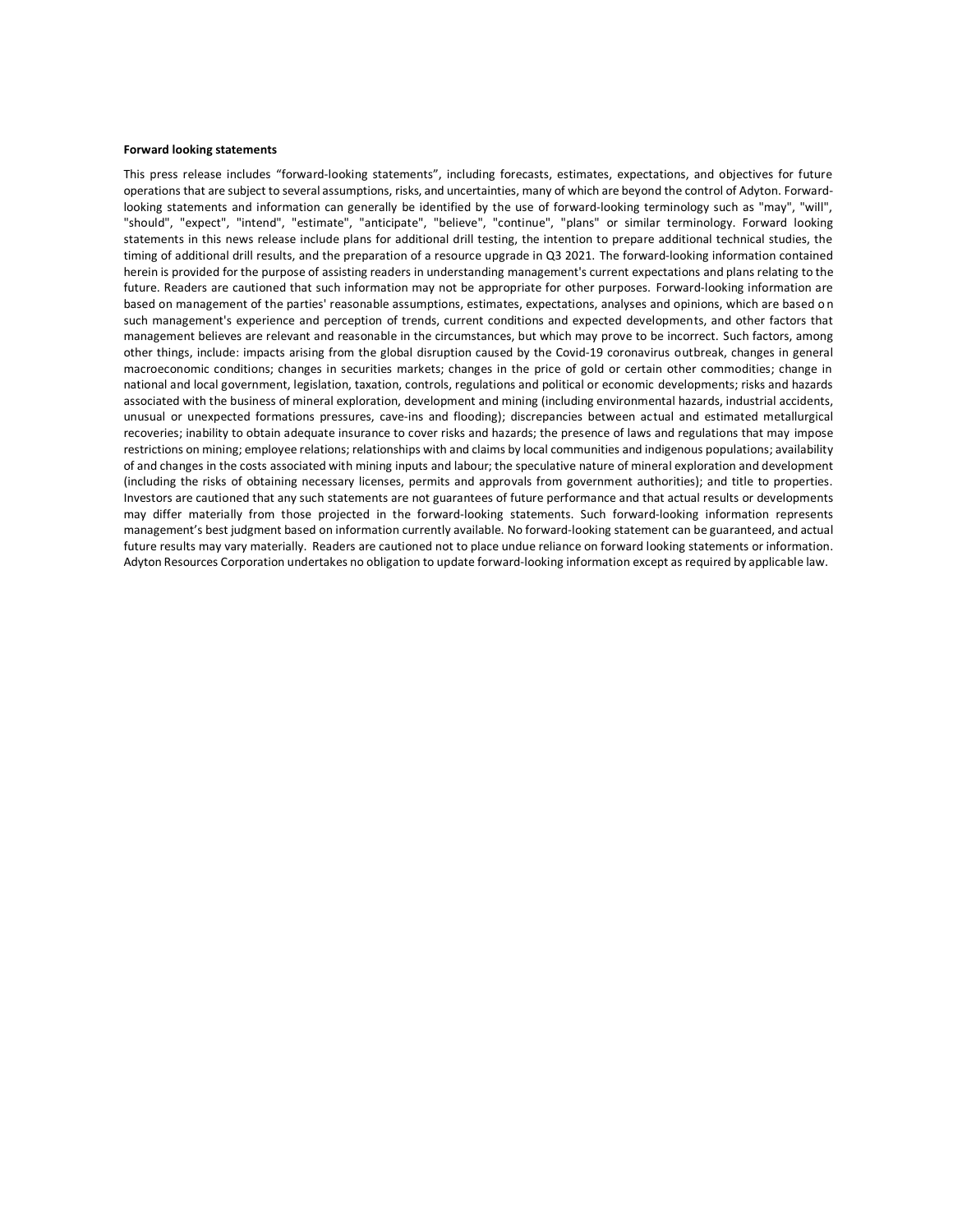**Forward looking statements**

This press release includes "forward-looking statements", including forecasts, estimates, expectations, and objectives for future operations that are subject to several assumptions, risks, and uncertainties, many of which are beyond the control of Adyton. Forward-looking statements and information can generally be identified by the use of forward-looking terminology such as "may", "will", "should", "expect", "intend", "estimate", "anticipate", "believe", "continue", "plans" or similar terminology. Forward looking statements in this news release include plans for additional drill testing, the intention to prepare additional technical studies, the timing of additional drill results, and the preparation of a resource upgrade in Q3 2021. The forward-looking information contained herein is provided for the purpose of assisting readers in understanding management's current expectations and plans relating to the future. Readers are cautioned that such information may not be appropriate for other purposes. Forward-looking information are based on management of the parties' reasonable assumptions, estimates, expectations, analyses and opinions, which are based on such management's experience and perception of trends, current conditions and expected developments, and other factors that management believes are relevant and reasonable in the circumstances, but which may prove to be incorrect. Such factors, among other things, include: impacts arising from the global disruption caused by the Covid-19 coronavirus outbreak, changes in general macroeconomic conditions; changes in securities markets; changes in the price of gold or certain other commodities; change in national and local government, legislation, taxation, controls, regulations and political or economic developments; risks and hazards associated with the business of mineral exploration, development and mining (including environmental hazards, industrial accidents, unusual or unexpected formations pressures, cave-ins and flooding); discrepancies between actual and estimated metallurgical recoveries; inability to obtain adequate insurance to cover risks and hazards; the presence of laws and regulations that may impose restrictions on mining; employee relations; relationships with and claims by local communities and indigenous populations; availability of and changes in the costs associated with mining inputs and labour; the speculative nature of mineral exploration and development (including the risks of obtaining necessary licenses, permits and approvals from government authorities); and title to properties. Investors are cautioned that any such statements are not guarantees of future performance and that actual results or developments may differ materially from those projected in the forward-looking statements. Such forward-looking information represents management's best judgment based on information currently available. No forward-looking statement can be guaranteed, and actual future results may vary materially. Readers are cautioned not to place undue reliance on forward looking statements or information. Adyton Resources Corporation undertakes no obligation to update forward-looking information except as required by applicable law.